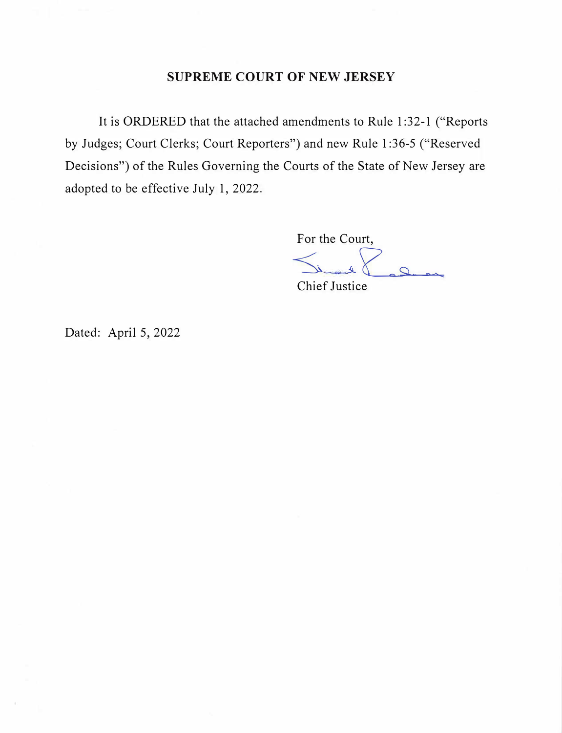**SUPREME COURT OF NEW JERSEY**

It is ORDERED that the attached amendments to Rule 1:32-1 ("Reports by Judges; Court Clerks; Court Reporters") and new Rule 1:36-5 ("Reserved Decisions") of the Rules Governing the Courts of the State of New Jersey are adopted to be effective July 1, 2022.

For the Court,

Chief Justice

Dated: April 5, 2022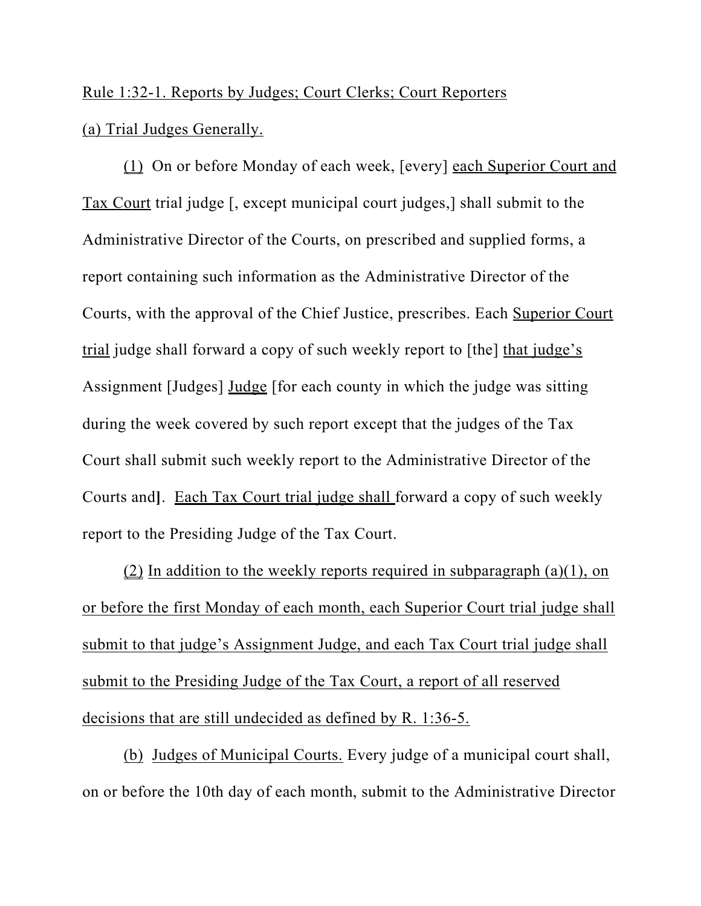Rule 1:32-1. Reports by Judges; Court Clerks; Court Reporters

(a) Trial Judges Generally.

(1) On or before Monday of each week, [every] each Superior Court and Tax Court trial judge [, except municipal court judges,] shall submit to the Administrative Director of the Courts, on prescribed and supplied forms, a report containing such information as the Administrative Director of the Courts, with the approval of the Chief Justice, prescribes. Each Superior Court trial judge shall forward a copy of such weekly report to [the] that judge's Assignment [Judges] Judge [for each county in which the judge was sitting during the week covered by such report except that the judges of the Tax Court shall submit such weekly report to the Administrative Director of the Courts and]. Each Tax Court trial judge shall forward a copy of such weekly report to the Presiding Judge of the Tax Court.

(2) In addition to the weekly reports required in subparagraph (a)(1), on or before the first Monday of each month, each Superior Court trial judge shall submit to that judge's Assignment Judge, and each Tax Court trial judge shall submit to the Presiding Judge of the Tax Court, a report of all reserved decisions that are still undecided as defined by R. 1:36-5.

(b) Judges of Municipal Courts. Every judge of a municipal court shall, on or before the 10th day of each month, submit to the Administrative Director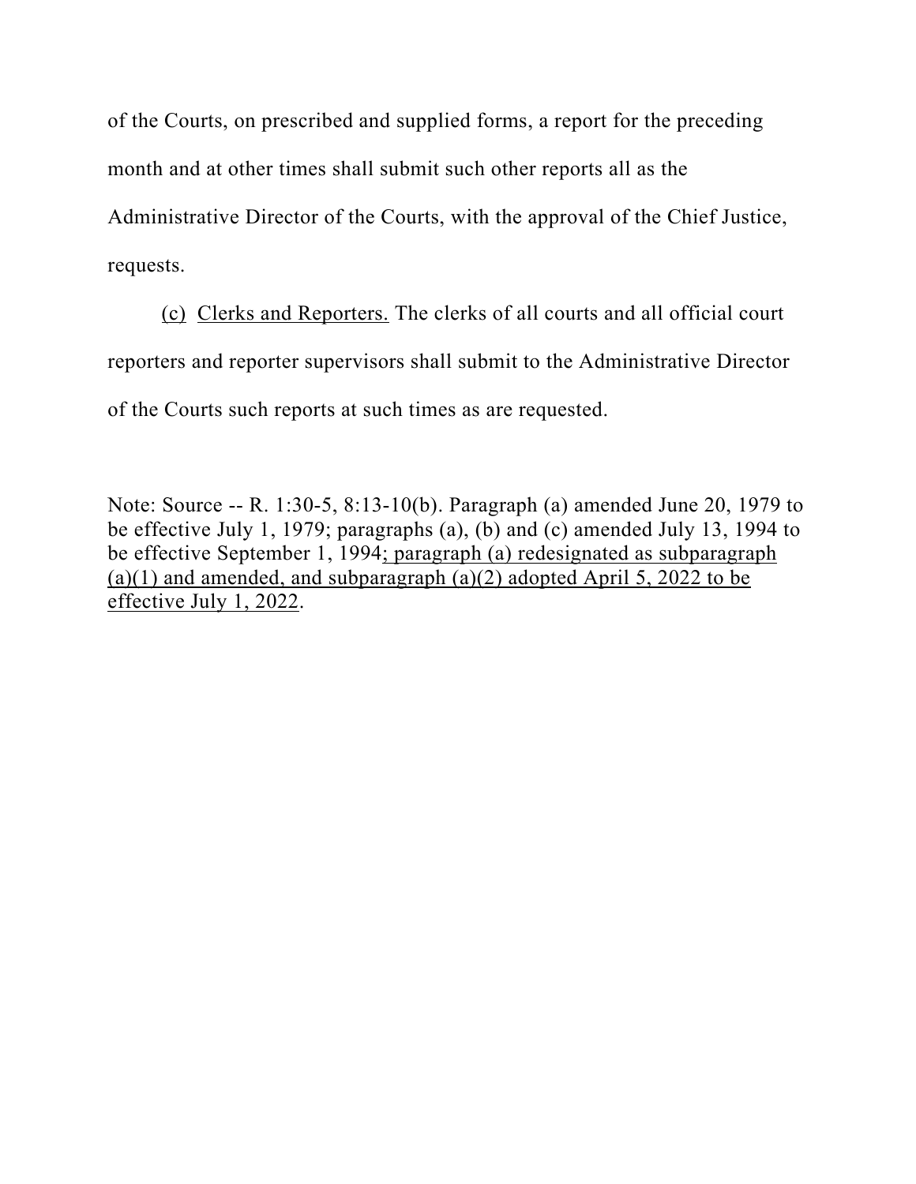of the Courts, on prescribed and supplied forms, a report for the preceding month and at other times shall submit such other reports all as the Administrative Director of the Courts, with the approval of the Chief Justice, requests.

(c) Clerks and Reporters. The clerks of all courts and all official court reporters and reporter supervisors shall submit to the Administrative Director of the Courts such reports at such times as are requested.

Note: Source -- R. 1:30-5, 8:13-10(b). Paragraph (a) amended June 20, 1979 to be effective July 1, 1979; paragraphs (a), (b) and (c) amended July 13, 1994 to be effective September 1, 1994; paragraph (a) redesignated as subparagraph (a)(1) and amended, and subparagraph (a)(2) adopted April 5, 2022 to be effective July 1, 2022.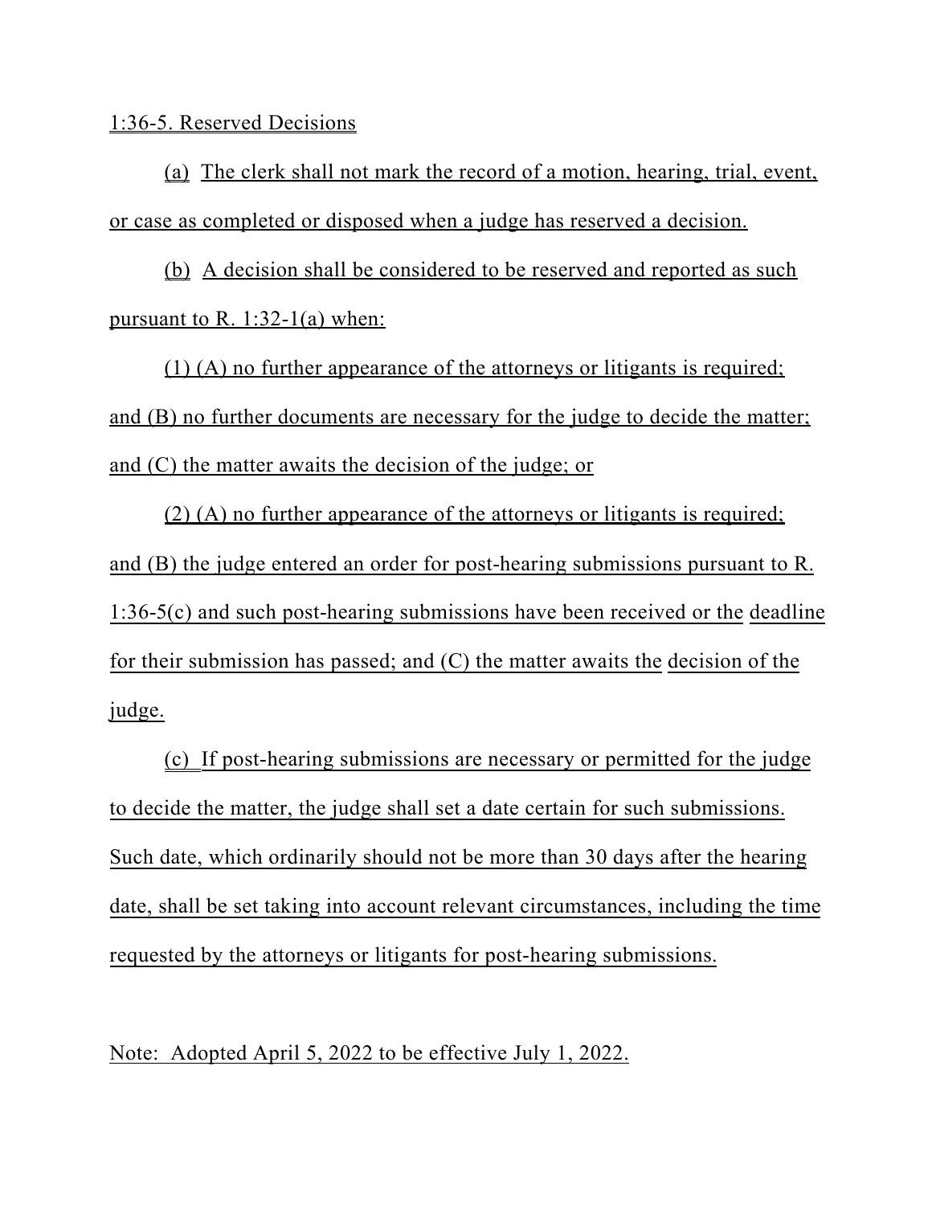1:36-5. Reserved Decisions

(a) The clerk shall not mark the record of a motion, hearing, trial, event, or case as completed or disposed when a judge has reserved a decision.

(b) A decision shall be considered to be reserved and reported as such pursuant to R. 1:32-1(a) when:

(1) (A) no further appearance of the attorneys or litigants is required; and (B) no further documents are necessary for the judge to decide the matter; and (C) the matter awaits the decision of the judge; or

(2) (A) no further appearance of the attorneys or litigants is required; and (B) the judge entered an order for post-hearing submissions pursuant to R. 1:36-5(c) and such post-hearing submissions have been received or the deadline for their submission has passed; and (C) the matter awaits the decision of the judge.

(c) If post-hearing submissions are necessary or permitted for the judge to decide the matter, the judge shall set a date certain for such submissions. Such date, which ordinarily should not be more than 30 days after the hearing date, shall be set taking into account relevant circumstances, including the time requested by the attorneys or litigants for post-hearing submissions.

Note: Adopted April 5, 2022 to be effective July 1, 2022.